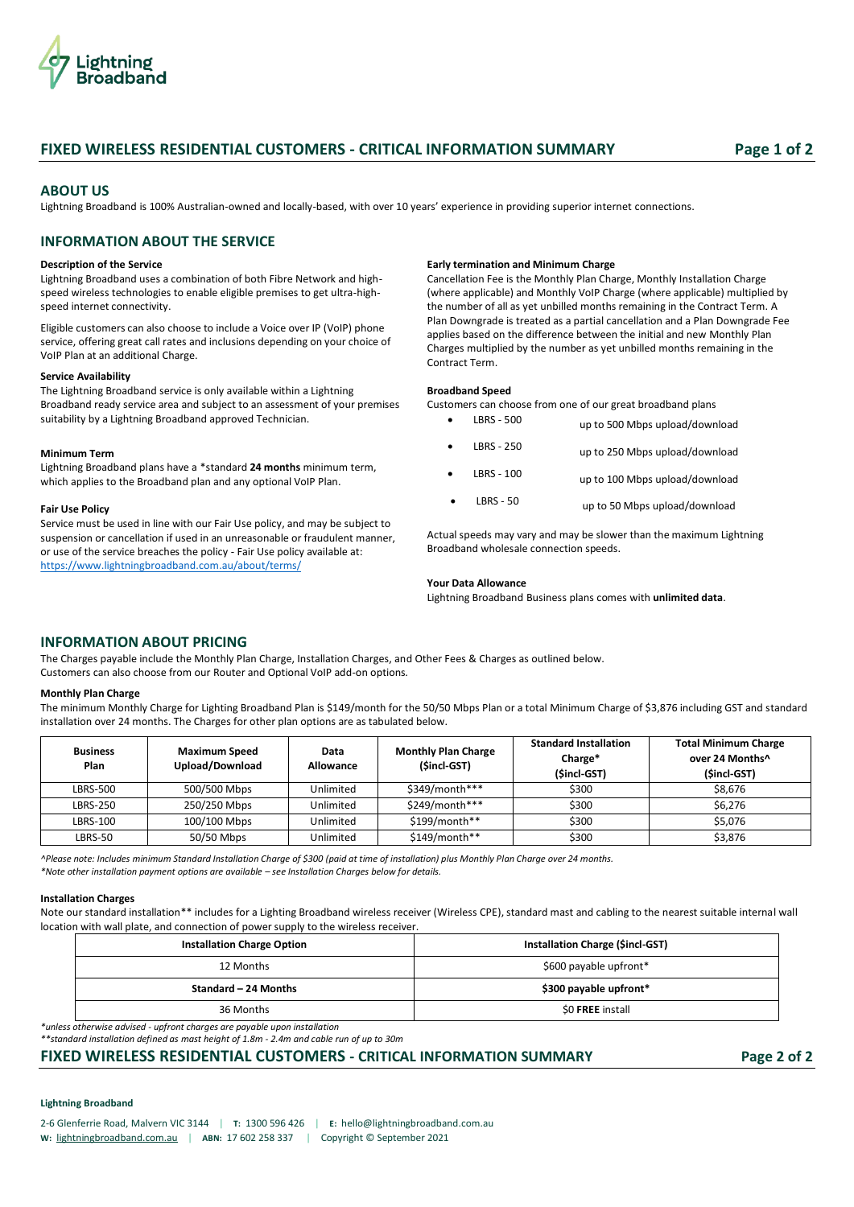# FIXED WIRELESS RESIDENTIAL CUSTOMERS - CRITICAL INFORMATION SUMMARY

## ABOUT US

Lightning Broadband is 100% Australian-owned and locally-based, with over 10 years' experience in providing superior internet connections.

## INFORMATION ABOUT THE SERVICE

**Description of the Service**

Lightning Broadband uses a combination of both Fibre Network and high-speed wireless technologies to enable eligible premises to get ultra-high-speed internet connectivity.

Eligible customers can also choose to include a Voice over IP (VoIP) phone service, offering great call rates and inclusions depending on your choice of VoIP Plan at an additional Charge.

**Service Availability**

The Lightning Broadband service is only available within a Lightning Broadband ready service area and subject to an assessment of your premises suitability by a Lightning Broadband approved Technician.

**Minimum Term**

Lightning Broadband plans have a *standard **24 months** minimum term, which applies to the Broadband plan and any optional VoIP Plan.

**Fair Use Policy**

Service must be used in line with our Fair Use policy, and may be subject to suspension or cancellation if used in an unreasonable or fraudulent manner, or use of the service breaches the policy - Fair Use policy available at: https://www.lightningbroadband.com.au/about/terms/

**Early termination and Minimum Charge**

Cancellation Fee is the Monthly Plan Charge, Monthly Installation Charge (where applicable) and Monthly VoIP Charge (where applicable) multiplied by the number of all as yet unbilled months remaining in the Contract Term. A Plan Downgrade is treated as a partial cancellation and a Plan Downgrade Fee applies based on the difference between the initial and new Monthly Plan Charges multiplied by the number as yet unbilled months remaining in the Contract Term.

**Broadband Speed**

Customers can choose from one of our great broadband plans

- LBRS - 500 up to 500 Mbps upload/download
- LBRS - 250 up to 250 Mbps upload/download
- LBRS - 100 up to 100 Mbps upload/download
- LBRS - 50 up to 50 Mbps upload/download

Actual speeds may vary and may be slower than the maximum Lightning Broadband wholesale connection speeds.

**Your Data Allowance**

Lightning Broadband Business plans comes with **unlimited data**.

## INFORMATION ABOUT PRICING

The Charges payable include the Monthly Plan Charge, Installation Charges, and Other Fees & Charges as outlined below.
Customers can also choose from our Router and Optional VoIP add-on options.

**Monthly Plan Charge**

The minimum Monthly Charge for Lighting Broadband Plan is $149/month for the 50/50 Mbps Plan or a total Minimum Charge of $3,876 including GST and standard installation over 24 months. The Charges for other plan options are as tabulated below.

| Business Plan | Maximum Speed Upload/Download | Data Allowance | Monthly Plan Charge ($incl-GST) | Standard Installation Charge* ($incl-GST) | Total Minimum Charge over 24 Months^ ($incl-GST) |
|---|---|---|---|---|---|
| LBRS-500 | 500/500 Mbps | Unlimited | $349/month*** | $300 | $8,676 |
| LBRS-250 | 250/250 Mbps | Unlimited | $249/month*** | $300 | $6,276 |
| LBRS-100 | 100/100 Mbps | Unlimited | $199/month** | $300 | $5,076 |
| LBRS-50 | 50/50 Mbps | Unlimited | $149/month** | $300 | $3,876 |

*^Please note: Includes minimum Standard Installation Charge of $300 (paid at time of installation) plus Monthly Plan Charge over 24 months.*
*\*Note other installation payment options are available – see Installation Charges below for details.*

**Installation Charges**

Note our standard installation** includes for a Lighting Broadband wireless receiver (Wireless CPE), standard mast and cabling to the nearest suitable internal wall location with wall plate, and connection of power supply to the wireless receiver.

| Installation Charge Option | Installation Charge ($incl-GST) |
|---|---|
| 12 Months | $600 payable upfront* |
| **Standard – 24 Months** | **$300 payable upfront*** |
| 36 Months | $0 **FREE** install |

*\*unless otherwise advised - upfront charges are payable upon installation*
*\*\*standard installation defined as mast height of 1.8m - 2.4m and cable run of up to 30m*

**Lightning Broadband**

2-6 Glenferrie Road, Malvern VIC 3144 | **T:** 1300 596 426 | **E:** hello@lightningbroadband.com.au
**W:** lightningbroadband.com.au | **ABN:** 17 602 258 337 | Copyright © September 2021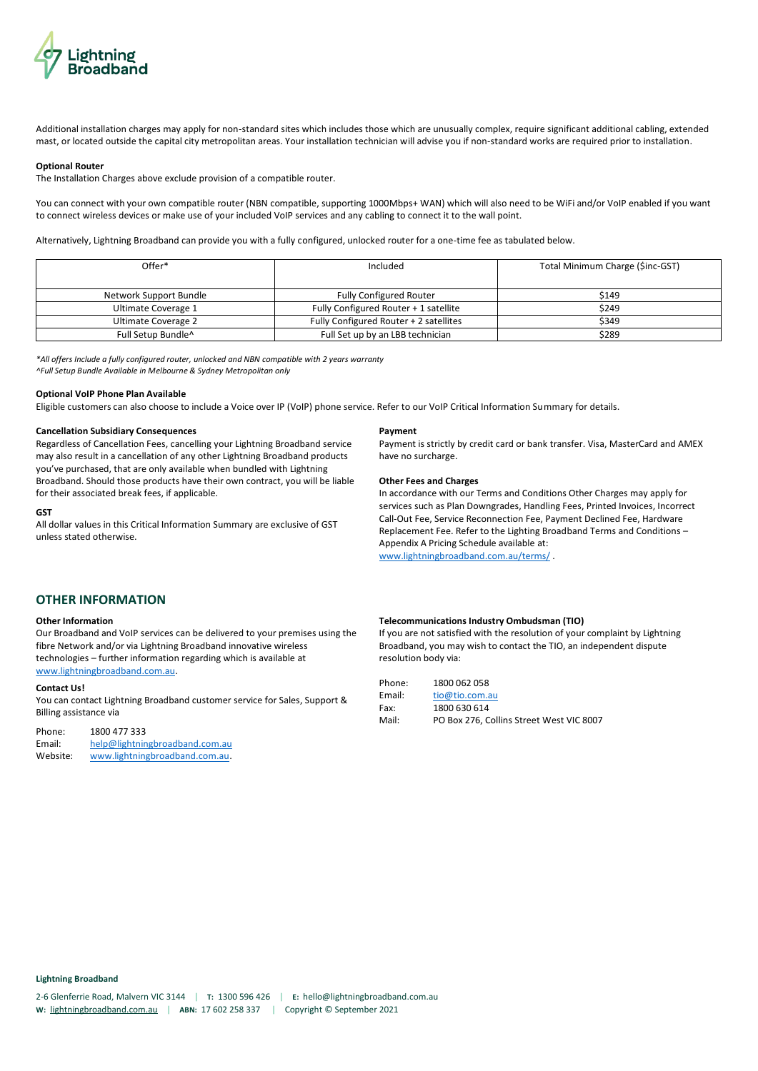Additional installation charges may apply for non-standard sites which includes those which are unusually complex, require significant additional cabling, extended mast, or located outside the capital city metropolitan areas. Your installation technician will advise you if non-standard works are required prior to installation.

**Optional Router**

The Installation Charges above exclude provision of a compatible router.

You can connect with your own compatible router (NBN compatible, supporting 1000Mbps+ WAN) which will also need to be WiFi and/or VoIP enabled if you want to connect wireless devices or make use of your included VoIP services and any cabling to connect it to the wall point.

Alternatively, Lightning Broadband can provide you with a fully configured, unlocked router for a one-time fee as tabulated below.

| Offer* | Included | Total Minimum Charge ($inc-GST) |
|---|---|---|
| Network Support Bundle | Fully Configured Router | $149 |
| Ultimate Coverage 1 | Fully Configured Router + 1 satellite | $249 |
| Ultimate Coverage 2 | Fully Configured Router + 2 satellites | $349 |
| Full Setup Bundle^ | Full Set up by an LBB technician | $289 |

*\*All offers Include a fully configured router, unlocked and NBN compatible with 2 years warranty*
*^Full Setup Bundle Available in Melbourne & Sydney Metropolitan only*

**Optional VoIP Phone Plan Available**

Eligible customers can also choose to include a Voice over IP (VoIP) phone service. Refer to our VoIP Critical Information Summary for details.

**Cancellation Subsidiary Consequences**

Regardless of Cancellation Fees, cancelling your Lightning Broadband service may also result in a cancellation of any other Lightning Broadband products you've purchased, that are only available when bundled with Lightning Broadband. Should those products have their own contract, you will be liable for their associated break fees, if applicable.

**GST**

All dollar values in this Critical Information Summary are exclusive of GST unless stated otherwise.

**Payment**

Payment is strictly by credit card or bank transfer. Visa, MasterCard and AMEX have no surcharge.

**Other Fees and Charges**

In accordance with our Terms and Conditions Other Charges may apply for services such as Plan Downgrades, Handling Fees, Printed Invoices, Incorrect Call-Out Fee, Service Reconnection Fee, Payment Declined Fee, Hardware Replacement Fee. Refer to the Lighting Broadband Terms and Conditions – Appendix A Pricing Schedule available at: www.lightningbroadband.com.au/terms/ .

## OTHER INFORMATION

**Other Information**

Our Broadband and VoIP services can be delivered to your premises using the fibre Network and/or via Lightning Broadband innovative wireless technologies – further information regarding which is available at www.lightningbroadband.com.au.

**Contact Us!**

You can contact Lightning Broadband customer service for Sales, Support & Billing assistance via

Phone: 1800 477 333
Email: help@lightningbroadband.com.au
Website: www.lightningbroadband.com.au.

**Telecommunications Industry Ombudsman (TIO)**

If you are not satisfied with the resolution of your complaint by Lightning Broadband, you may wish to contact the TIO, an independent dispute resolution body via:

Phone: 1800 062 058
Email: tio@tio.com.au
Fax: 1800 630 614
Mail: PO Box 276, Collins Street West VIC 8007